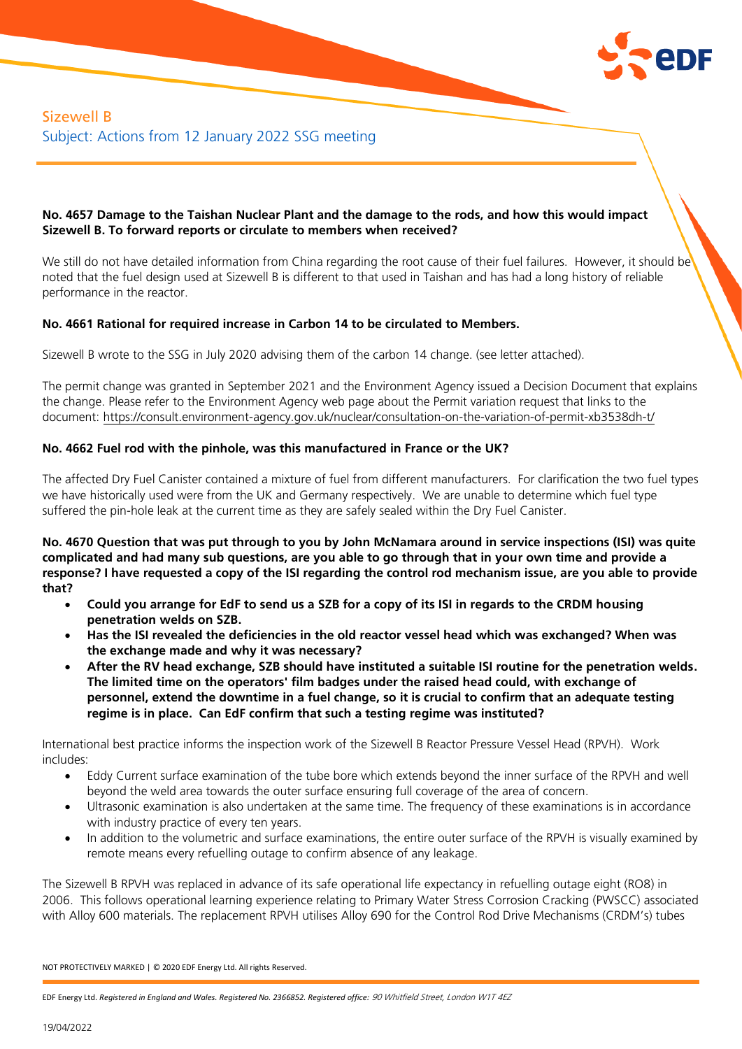Sizewell B

Subject: Actions from 12 January 2022 SSG meeting

**No. 4657 Damage to the Taishan Nuclear Plant and the damage to the rods, and how this would impact Sizewell B. To forward reports or circulate to members when received?**

We still do not have detailed information from China regarding the root cause of their fuel failures. However, it should be noted that the fuel design used at Sizewell B is different to that used in Taishan and has had a long history of reliable performance in the reactor.

**No. 4661 Rational for required increase in Carbon 14 to be circulated to Members.**

Sizewell B wrote to the SSG in July 2020 advising them of the carbon 14 change. (see letter attached).

The permit change was granted in September 2021 and the Environment Agency issued a Decision Document that explains the change. Please refer to the Environment Agency web page about the Permit variation request that links to the document: https://consult.environment-agency.gov.uk/nuclear/consultation-on-the-variation-of-permit-xb3538dh-t/

**No. 4662 Fuel rod with the pinhole, was this manufactured in France or the UK?**

The affected Dry Fuel Canister contained a mixture of fuel from different manufacturers. For clarification the two fuel types we have historically used were from the UK and Germany respectively. We are unable to determine which fuel type suffered the pin-hole leak at the current time as they are safely sealed within the Dry Fuel Canister.

**No. 4670 Question that was put through to you by John McNamara around in service inspections (ISI) was quite complicated and had many sub questions, are you able to go through that in your own time and provide a response? I have requested a copy of the ISI regarding the control rod mechanism issue, are you able to provide that?**

- **Could you arrange for EdF to send us a SZB for a copy of its ISI in regards to the CRDM housing penetration welds on SZB.**
- **Has the ISI revealed the deficiencies in the old reactor vessel head which was exchanged? When was the exchange made and why it was necessary?**
- **After the RV head exchange, SZB should have instituted a suitable ISI routine for the penetration welds. The limited time on the operators' film badges under the raised head could, with exchange of personnel, extend the downtime in a fuel change, so it is crucial to confirm that an adequate testing regime is in place. Can EdF confirm that such a testing regime was instituted?**

International best practice informs the inspection work of the Sizewell B Reactor Pressure Vessel Head (RPVH). Work includes:

- Eddy Current surface examination of the tube bore which extends beyond the inner surface of the RPVH and well beyond the weld area towards the outer surface ensuring full coverage of the area of concern.
- Ultrasonic examination is also undertaken at the same time. The frequency of these examinations is in accordance with industry practice of every ten years.
- In addition to the volumetric and surface examinations, the entire outer surface of the RPVH is visually examined by remote means every refuelling outage to confirm absence of any leakage.

The Sizewell B RPVH was replaced in advance of its safe operational life expectancy in refuelling outage eight (RO8) in 2006. This follows operational learning experience relating to Primary Water Stress Corrosion Cracking (PWSCC) associated with Alloy 600 materials. The replacement RPVH utilises Alloy 690 for the Control Rod Drive Mechanisms (CRDM's) tubes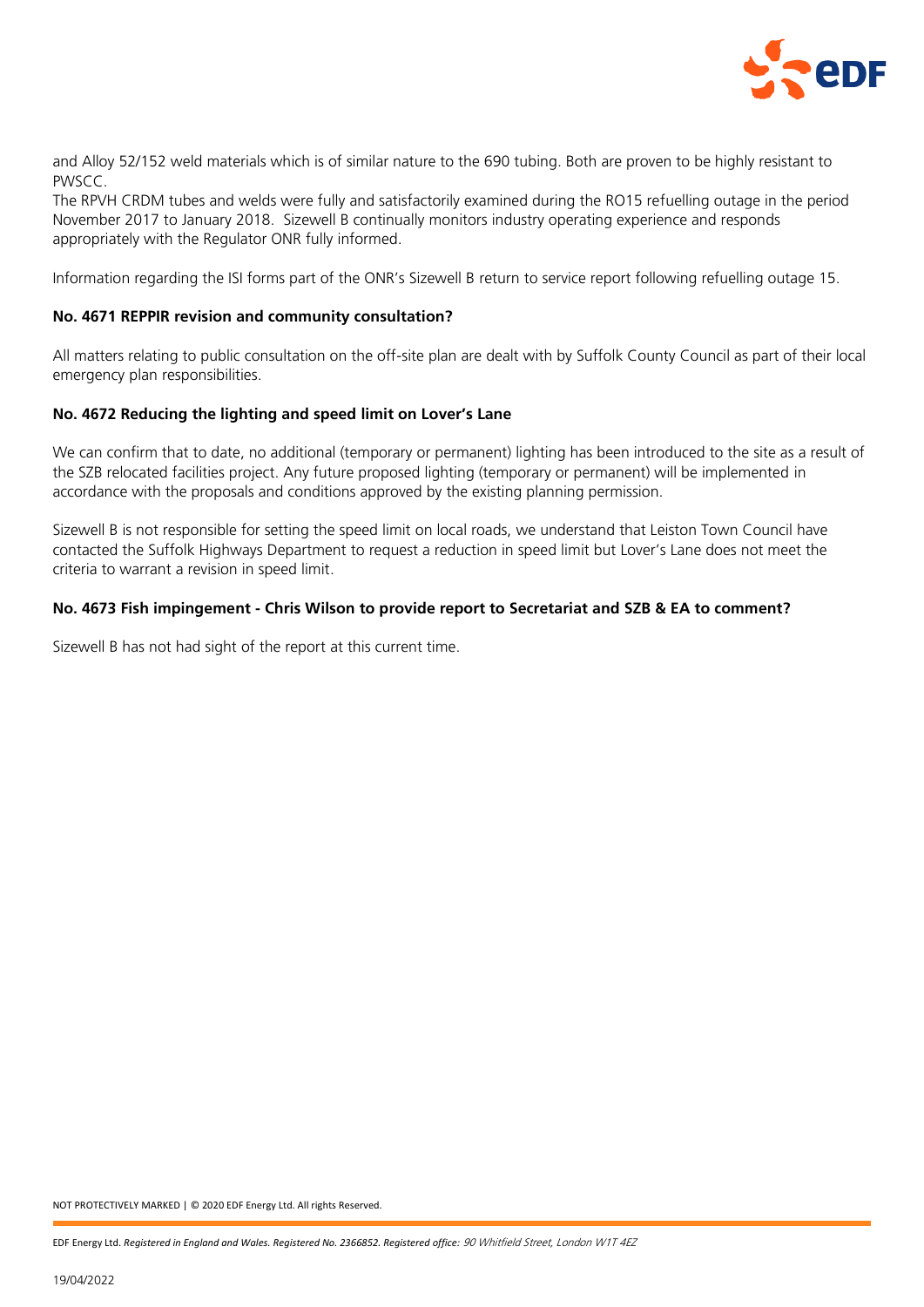and Alloy 52/152 weld materials which is of similar nature to the 690 tubing. Both are proven to be highly resistant to PWSCC.
The RPVH CRDM tubes and welds were fully and satisfactorily examined during the RO15 refuelling outage in the period November 2017 to January 2018. Sizewell B continually monitors industry operating experience and responds appropriately with the Regulator ONR fully informed.

Information regarding the ISI forms part of the ONR's Sizewell B return to service report following refuelling outage 15.

**No. 4671 REPPIR revision and community consultation?**

All matters relating to public consultation on the off-site plan are dealt with by Suffolk County Council as part of their local emergency plan responsibilities.

**No. 4672 Reducing the lighting and speed limit on Lover's Lane**

We can confirm that to date, no additional (temporary or permanent) lighting has been introduced to the site as a result of the SZB relocated facilities project. Any future proposed lighting (temporary or permanent) will be implemented in accordance with the proposals and conditions approved by the existing planning permission.

Sizewell B is not responsible for setting the speed limit on local roads, we understand that Leiston Town Council have contacted the Suffolk Highways Department to request a reduction in speed limit but Lover's Lane does not meet the criteria to warrant a revision in speed limit.

**No. 4673 Fish impingement - Chris Wilson to provide report to Secretariat and SZB & EA to comment?**

Sizewell B has not had sight of the report at this current time.